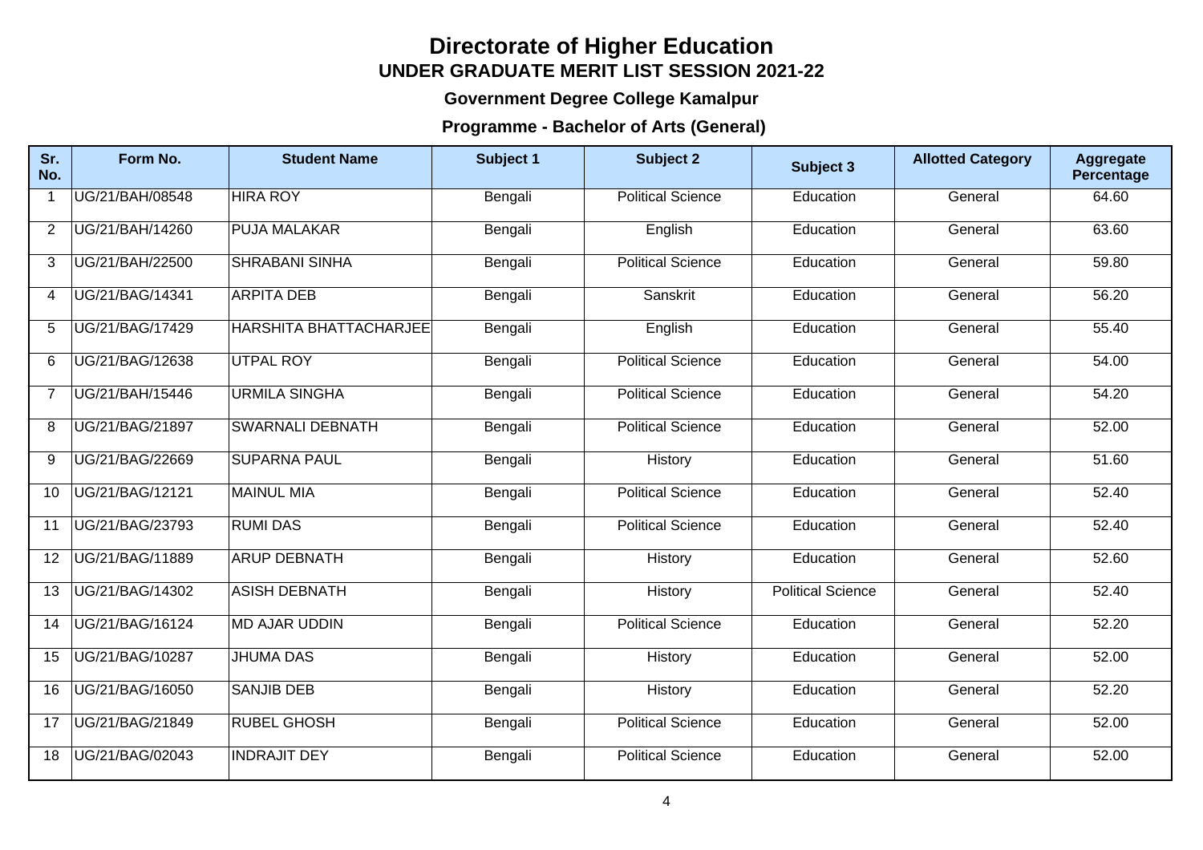# Directorate of Higher Education

## UNDER GRADUATE MERIT LIST SESSION 2021-22

### Government Degree College Kamalpur

### Programme - Bachelor of Arts (General)

| Sr. No. | Form No. | Student Name | Subject 1 | Subject 2 | Subject 3 | Allotted Category | Aggregate Percentage |
|---|---|---|---|---|---|---|---|
| 1 | UG/21/BAH/08548 | HIRA ROY | Bengali | Political Science | Education | General | 64.60 |
| 2 | UG/21/BAH/14260 | PUJA MALAKAR | Bengali | English | Education | General | 63.60 |
| 3 | UG/21/BAH/22500 | SHRABANI SINHA | Bengali | Political Science | Education | General | 59.80 |
| 4 | UG/21/BAG/14341 | ARPITA DEB | Bengali | Sanskrit | Education | General | 56.20 |
| 5 | UG/21/BAG/17429 | HARSHITA BHATTACHARJEE | Bengali | English | Education | General | 55.40 |
| 6 | UG/21/BAG/12638 | UTPAL ROY | Bengali | Political Science | Education | General | 54.00 |
| 7 | UG/21/BAH/15446 | URMILA SINGHA | Bengali | Political Science | Education | General | 54.20 |
| 8 | UG/21/BAG/21897 | SWARNALI DEBNATH | Bengali | Political Science | Education | General | 52.00 |
| 9 | UG/21/BAG/22669 | SUPARNA PAUL | Bengali | History | Education | General | 51.60 |
| 10 | UG/21/BAG/12121 | MAINUL MIA | Bengali | Political Science | Education | General | 52.40 |
| 11 | UG/21/BAG/23793 | RUMI DAS | Bengali | Political Science | Education | General | 52.40 |
| 12 | UG/21/BAG/11889 | ARUP DEBNATH | Bengali | History | Education | General | 52.60 |
| 13 | UG/21/BAG/14302 | ASISH DEBNATH | Bengali | History | Political Science | General | 52.40 |
| 14 | UG/21/BAG/16124 | MD AJAR UDDIN | Bengali | Political Science | Education | General | 52.20 |
| 15 | UG/21/BAG/10287 | JHUMA DAS | Bengali | History | Education | General | 52.00 |
| 16 | UG/21/BAG/16050 | SANJIB DEB | Bengali | History | Education | General | 52.20 |
| 17 | UG/21/BAG/21849 | RUBEL GHOSH | Bengali | Political Science | Education | General | 52.00 |
| 18 | UG/21/BAG/02043 | INDRAJIT DEY | Bengali | Political Science | Education | General | 52.00 |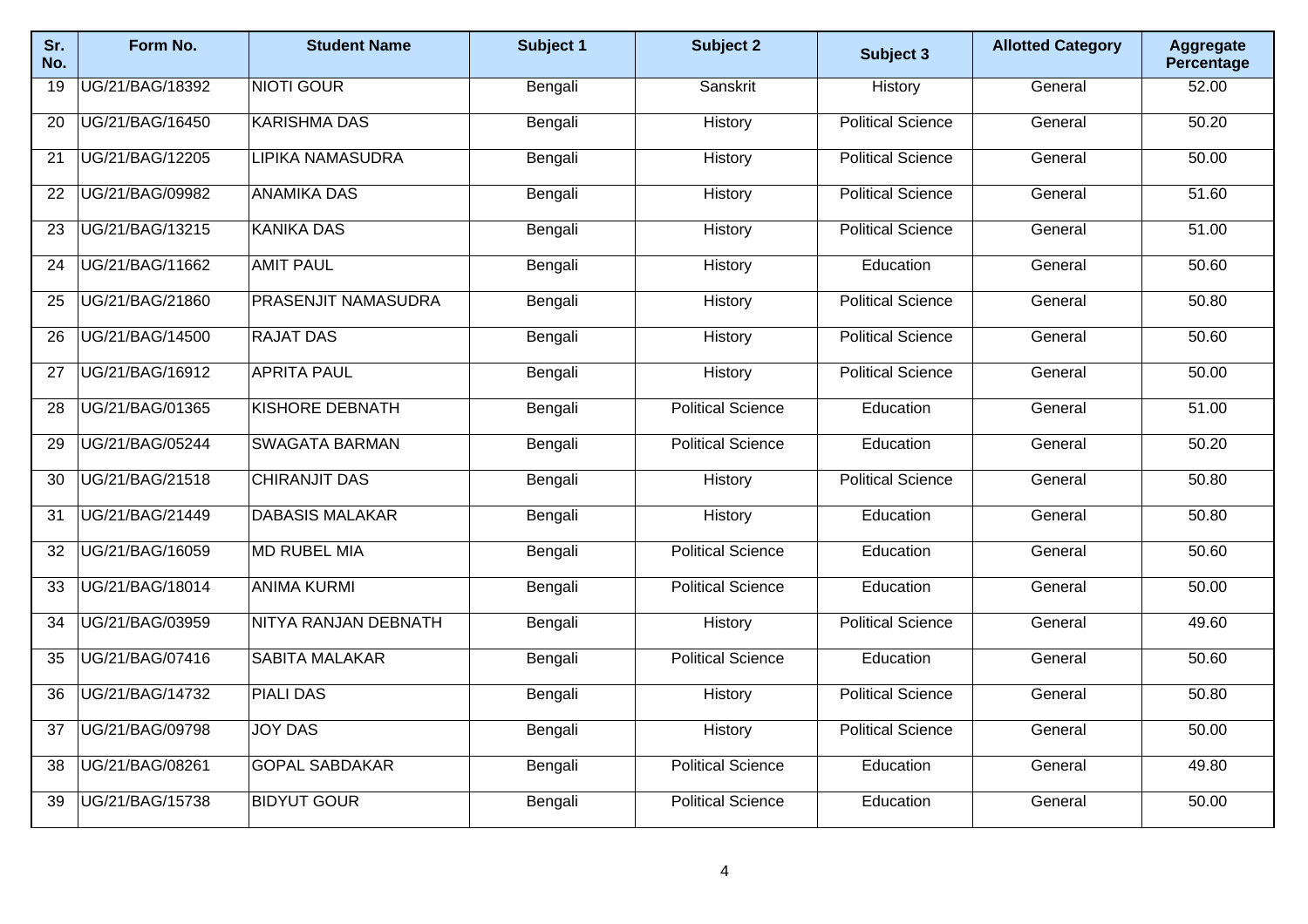| Sr. No. | Form No. | Student Name | Subject 1 | Subject 2 | Subject 3 | Allotted Category | Aggregate Percentage |
|---|---|---|---|---|---|---|---|
| 19 | UG/21/BAG/18392 | NIOTI GOUR | Bengali | Sanskrit | History | General | 52.00 |
| 20 | UG/21/BAG/16450 | KARISHMA DAS | Bengali | History | Political Science | General | 50.20 |
| 21 | UG/21/BAG/12205 | LIPIKA NAMASUDRA | Bengali | History | Political Science | General | 50.00 |
| 22 | UG/21/BAG/09982 | ANAMIKA DAS | Bengali | History | Political Science | General | 51.60 |
| 23 | UG/21/BAG/13215 | KANIKA DAS | Bengali | History | Political Science | General | 51.00 |
| 24 | UG/21/BAG/11662 | AMIT PAUL | Bengali | History | Education | General | 50.60 |
| 25 | UG/21/BAG/21860 | PRASENJIT NAMASUDRA | Bengali | History | Political Science | General | 50.80 |
| 26 | UG/21/BAG/14500 | RAJAT DAS | Bengali | History | Political Science | General | 50.60 |
| 27 | UG/21/BAG/16912 | APRITA PAUL | Bengali | History | Political Science | General | 50.00 |
| 28 | UG/21/BAG/01365 | KISHORE DEBNATH | Bengali | Political Science | Education | General | 51.00 |
| 29 | UG/21/BAG/05244 | SWAGATA BARMAN | Bengali | Political Science | Education | General | 50.20 |
| 30 | UG/21/BAG/21518 | CHIRANJIT DAS | Bengali | History | Political Science | General | 50.80 |
| 31 | UG/21/BAG/21449 | DABASIS MALAKAR | Bengali | History | Education | General | 50.80 |
| 32 | UG/21/BAG/16059 | MD RUBEL MIA | Bengali | Political Science | Education | General | 50.60 |
| 33 | UG/21/BAG/18014 | ANIMA KURMI | Bengali | Political Science | Education | General | 50.00 |
| 34 | UG/21/BAG/03959 | NITYA RANJAN DEBNATH | Bengali | History | Political Science | General | 49.60 |
| 35 | UG/21/BAG/07416 | SABITA MALAKAR | Bengali | Political Science | Education | General | 50.60 |
| 36 | UG/21/BAG/14732 | PIALI DAS | Bengali | History | Political Science | General | 50.80 |
| 37 | UG/21/BAG/09798 | JOY DAS | Bengali | History | Political Science | General | 50.00 |
| 38 | UG/21/BAG/08261 | GOPAL SABDAKAR | Bengali | Political Science | Education | General | 49.80 |
| 39 | UG/21/BAG/15738 | BIDYUT GOUR | Bengali | Political Science | Education | General | 50.00 |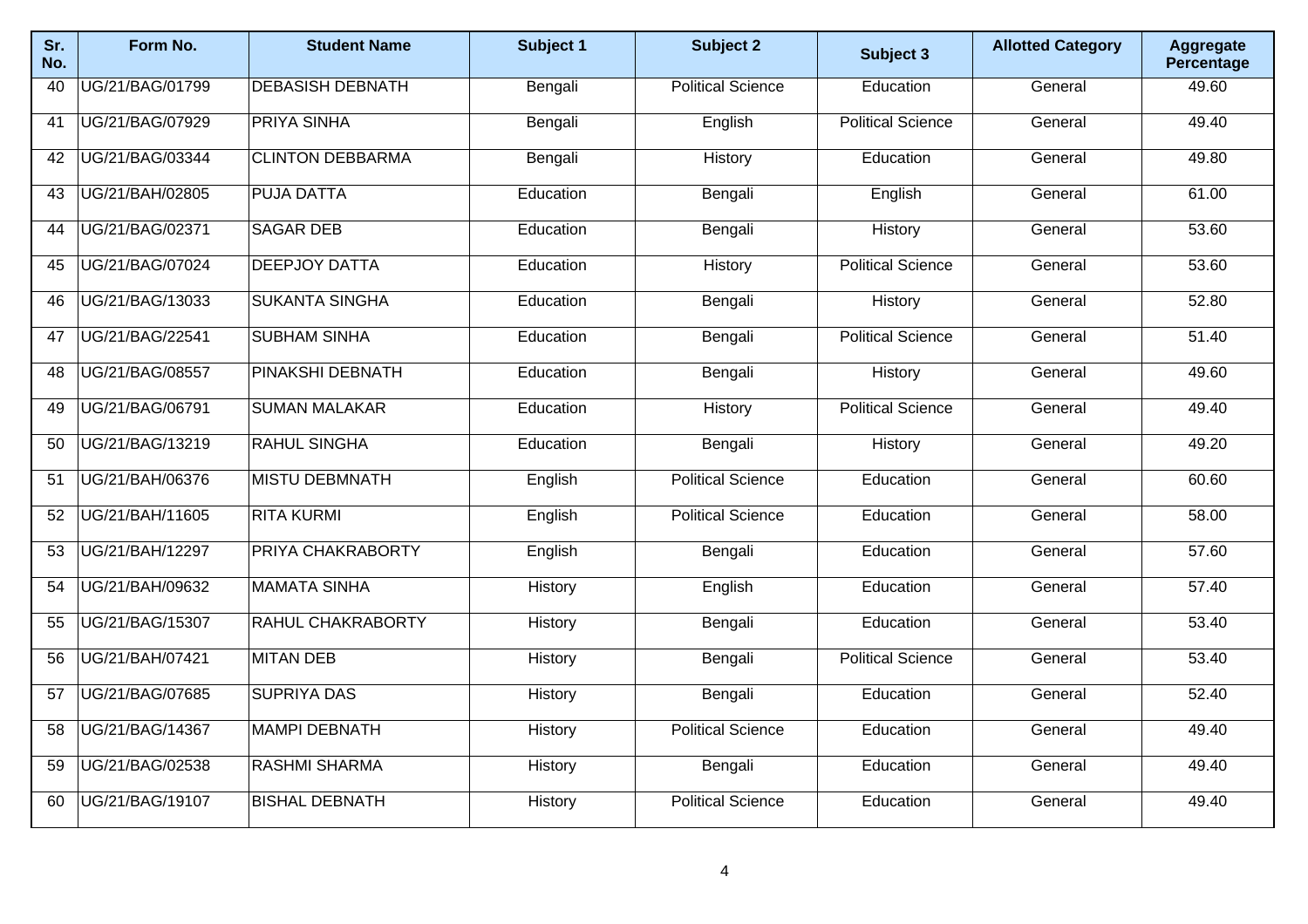| Sr. No. | Form No. | Student Name | Subject 1 | Subject 2 | Subject 3 | Allotted Category | Aggregate Percentage |
|---|---|---|---|---|---|---|---|
| 40 | UG/21/BAG/01799 | DEBASISH DEBNATH | Bengali | Political Science | Education | General | 49.60 |
| 41 | UG/21/BAG/07929 | PRIYA SINHA | Bengali | English | Political Science | General | 49.40 |
| 42 | UG/21/BAG/03344 | CLINTON DEBBARMA | Bengali | History | Education | General | 49.80 |
| 43 | UG/21/BAH/02805 | PUJA DATTA | Education | Bengali | English | General | 61.00 |
| 44 | UG/21/BAG/02371 | SAGAR DEB | Education | Bengali | History | General | 53.60 |
| 45 | UG/21/BAG/07024 | DEEPJOY DATTA | Education | History | Political Science | General | 53.60 |
| 46 | UG/21/BAG/13033 | SUKANTA SINGHA | Education | Bengali | History | General | 52.80 |
| 47 | UG/21/BAG/22541 | SUBHAM SINHA | Education | Bengali | Political Science | General | 51.40 |
| 48 | UG/21/BAG/08557 | PINAKSHI DEBNATH | Education | Bengali | History | General | 49.60 |
| 49 | UG/21/BAG/06791 | SUMAN MALAKAR | Education | History | Political Science | General | 49.40 |
| 50 | UG/21/BAG/13219 | RAHUL SINGHA | Education | Bengali | History | General | 49.20 |
| 51 | UG/21/BAH/06376 | MISTU DEBMNATH | English | Political Science | Education | General | 60.60 |
| 52 | UG/21/BAH/11605 | RITA KURMI | English | Political Science | Education | General | 58.00 |
| 53 | UG/21/BAH/12297 | PRIYA CHAKRABORTY | English | Bengali | Education | General | 57.60 |
| 54 | UG/21/BAH/09632 | MAMATA SINHA | History | English | Education | General | 57.40 |
| 55 | UG/21/BAG/15307 | RAHUL CHAKRABORTY | History | Bengali | Education | General | 53.40 |
| 56 | UG/21/BAH/07421 | MITAN DEB | History | Bengali | Political Science | General | 53.40 |
| 57 | UG/21/BAG/07685 | SUPRIYA DAS | History | Bengali | Education | General | 52.40 |
| 58 | UG/21/BAG/14367 | MAMPI DEBNATH | History | Political Science | Education | General | 49.40 |
| 59 | UG/21/BAG/02538 | RASHMI SHARMA | History | Bengali | Education | General | 49.40 |
| 60 | UG/21/BAG/19107 | BISHAL DEBNATH | History | Political Science | Education | General | 49.40 |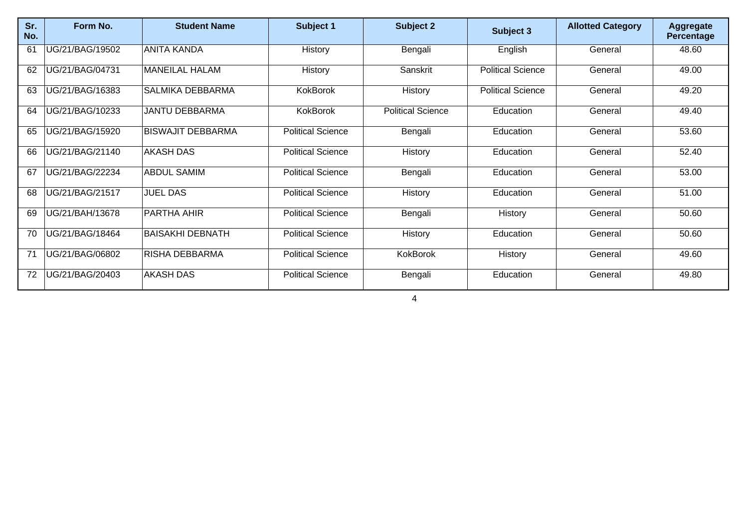| Sr. No. | Form No. | Student Name | Subject 1 | Subject 2 | Subject 3 | Allotted Category | Aggregate Percentage |
|---|---|---|---|---|---|---|---|
| 61 | UG/21/BAG/19502 | ANITA KANDA | History | Bengali | English | General | 48.60 |
| 62 | UG/21/BAG/04731 | MANEILAL HALAM | History | Sanskrit | Political Science | General | 49.00 |
| 63 | UG/21/BAG/16383 | SALMIKA DEBBARMA | KokBorok | History | Political Science | General | 49.20 |
| 64 | UG/21/BAG/10233 | JANTU DEBBARMA | KokBorok | Political Science | Education | General | 49.40 |
| 65 | UG/21/BAG/15920 | BISWAJIT DEBBARMA | Political Science | Bengali | Education | General | 53.60 |
| 66 | UG/21/BAG/21140 | AKASH DAS | Political Science | History | Education | General | 52.40 |
| 67 | UG/21/BAG/22234 | ABDUL SAMIM | Political Science | Bengali | Education | General | 53.00 |
| 68 | UG/21/BAG/21517 | JUEL DAS | Political Science | History | Education | General | 51.00 |
| 69 | UG/21/BAH/13678 | PARTHA AHIR | Political Science | Bengali | History | General | 50.60 |
| 70 | UG/21/BAG/18464 | BAISAKHI DEBNATH | Political Science | History | Education | General | 50.60 |
| 71 | UG/21/BAG/06802 | RISHA DEBBARMA | Political Science | KokBorok | History | General | 49.60 |
| 72 | UG/21/BAG/20403 | AKASH DAS | Political Science | Bengali | Education | General | 49.80 |